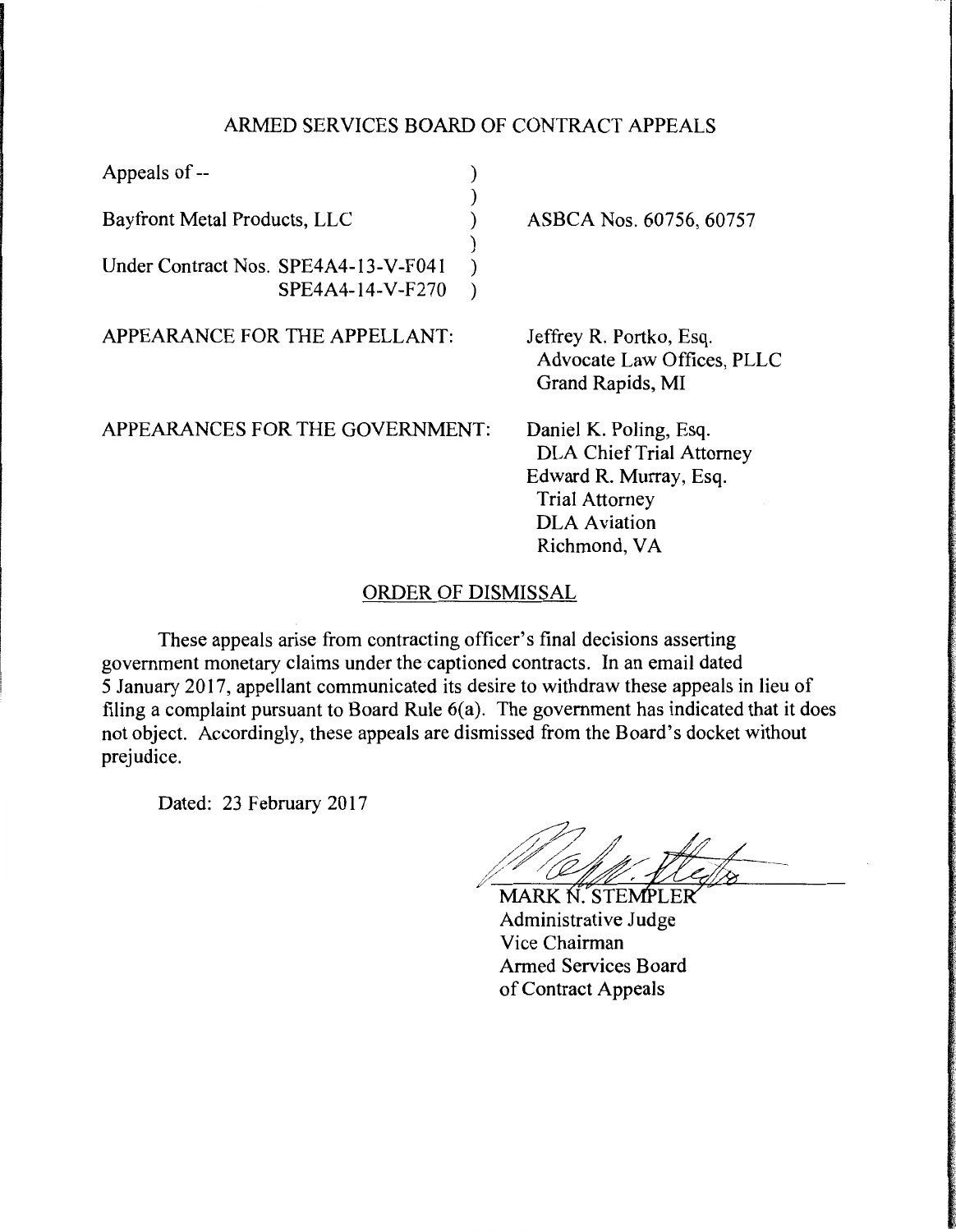# ARMED SERVICES BOARD OF CONTRACT APPEALS

| | |
|---|---|
| Appeals of -- <br><br> Bayfront Metal Products, LLC <br><br> Under Contract Nos. SPE4A4-13-V-F041 <br> SPE4A4-14-V-F270 | ASBCA Nos. 60756, 60757 |
| APPEARANCE FOR THE APPELLANT: | Jeffrey R. Portko, Esq. <br> Advocate Law Offices, PLLC <br> Grand Rapids, MI |
| APPEARANCES FOR THE GOVERNMENT: | Daniel K. Poling, Esq. <br> DLA Chief Trial Attorney <br> Edward R. Murray, Esq. <br> Trial Attorney <br> DLA Aviation <br> Richmond, VA |

## ORDER OF DISMISSAL

These appeals arise from contracting officer's final decisions asserting government monetary claims under the captioned contracts. In an email dated 5 January 2017, appellant communicated its desire to withdraw these appeals in lieu of filing a complaint pursuant to Board Rule 6(a). The government has indicated that it does not object. Accordingly, these appeals are dismissed from the Board's docket without prejudice.

Dated: 23 February 2017

MARK N. STEMPLER
Administrative Judge
Vice Chairman
Armed Services Board
of Contract Appeals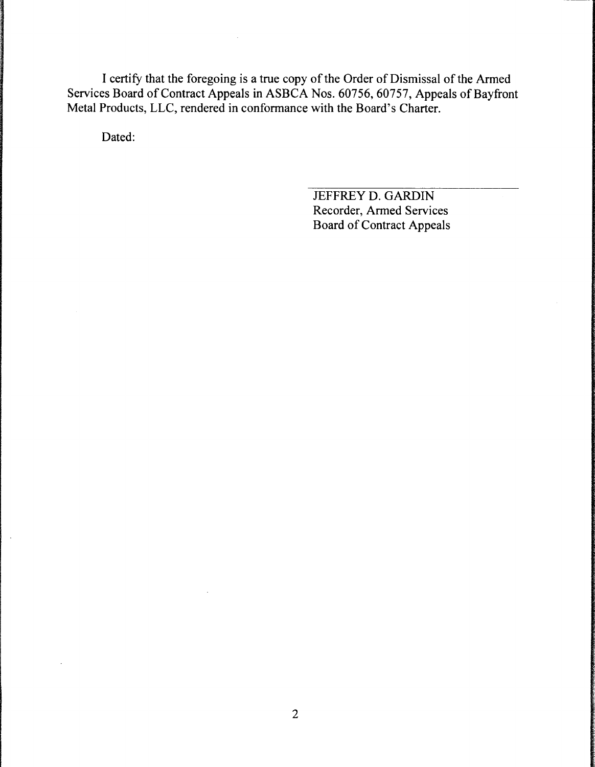I certify that the foregoing is a true copy of the Order of Dismissal of the Armed Services Board of Contract Appeals in ASBCA Nos. 60756, 60757, Appeals of Bayfront Metal Products, LLC, rendered in conformance with the Board's Charter.

Dated:

JEFFREY D. GARDIN
Recorder, Armed Services
Board of Contract Appeals